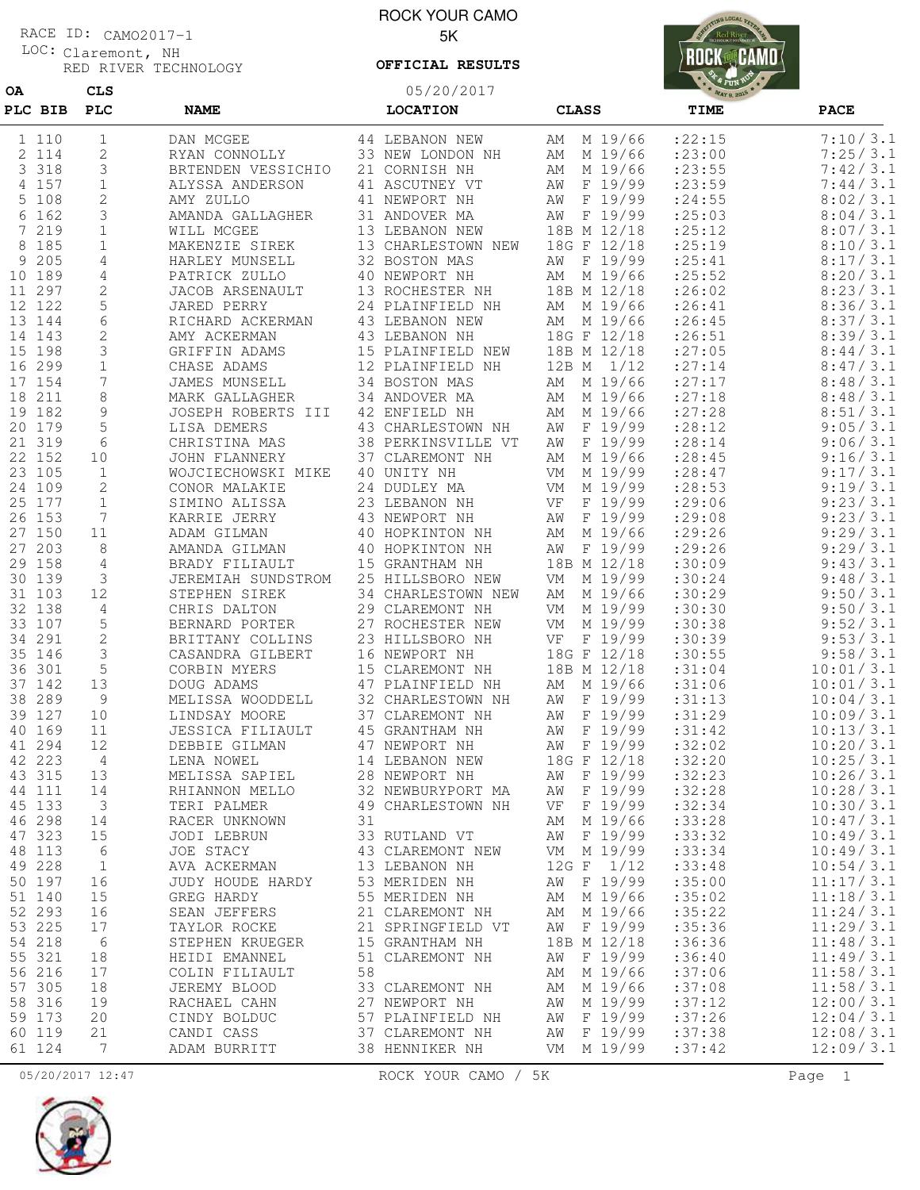RACE ID: CAMO2017-1
LOC: Claremont, NH
RED RIVER TECHNOLOGY

# ROCK YOUR CAMO
## 5K
**OFFICIAL RESULTS**

05/20/2017

| OA PLC | BIB | CLS PLC | NAME | LOCATION | CLASS | TIME | PACE |
|---|---|---|---|---|---|---|---|
| 1 | 110 | 1 | DAN MCGEE | 44 LEBANON NEW | AM M 19/66 | :22:15 | 7:10/3.1 |
| 2 | 114 | 2 | RYAN CONNOLLY | 33 NEW LONDON NH | AM M 19/66 | :23:00 | 7:25/3.1 |
| 3 | 318 | 3 | BRTENDEN VESSICHIO | 21 CORNISH NH | AM M 19/66 | :23:55 | 7:42/3.1 |
| 4 | 157 | 1 | ALYSSA ANDERSON | 41 ASCUTNEY VT | AW F 19/99 | :23:59 | 7:44/3.1 |
| 5 | 108 | 2 | AMY ZULLO | 41 NEWPORT NH | AW F 19/99 | :24:55 | 8:02/3.1 |
| 6 | 162 | 3 | AMANDA GALLAGHER | 31 ANDOVER MA | AW F 19/99 | :25:03 | 8:04/3.1 |
| 7 | 219 | 1 | WILL MCGEE | 13 LEBANON NEW | 18B M 12/18 | :25:12 | 8:07/3.1 |
| 8 | 185 | 1 | MAKENZIE SIREK | 13 CHARLESTOWN NEW | 18G F 12/18 | :25:19 | 8:10/3.1 |
| 9 | 205 | 4 | HARLEY MUNSELL | 32 BOSTON MAS | AW F 19/99 | :25:41 | 8:17/3.1 |
| 10 | 189 | 4 | PATRICK ZULLO | 40 NEWPORT NH | AM M 19/66 | :25:52 | 8:20/3.1 |
| 11 | 297 | 2 | JACOB ARSENAULT | 13 ROCHESTER NH | 18B M 12/18 | :26:02 | 8:23/3.1 |
| 12 | 122 | 5 | JARED PERRY | 24 PLAINFIELD NH | AM M 19/66 | :26:41 | 8:36/3.1 |
| 13 | 144 | 6 | RICHARD ACKERMAN | 43 LEBANON NEW | AM M 19/66 | :26:45 | 8:37/3.1 |
| 14 | 143 | 2 | AMY ACKERMAN | 43 LEBANON NH | 18G F 12/18 | :26:51 | 8:39/3.1 |
| 15 | 198 | 3 | GRIFFIN ADAMS | 15 PLAINFIELD NEW | 18B M 12/18 | :27:05 | 8:44/3.1 |
| 16 | 299 | 1 | CHASE ADAMS | 12 PLAINFIELD NH | 12B M 1/12 | :27:14 | 8:47/3.1 |
| 17 | 154 | 7 | JAMES MUNSELL | 34 BOSTON MAS | AM M 19/66 | :27:17 | 8:48/3.1 |
| 18 | 211 | 8 | MARK GALLAGHER | 34 ANDOVER MA | AM M 19/66 | :27:18 | 8:48/3.1 |
| 19 | 182 | 9 | JOSEPH ROBERTS III | 42 ENFIELD NH | AM M 19/66 | :27:28 | 8:51/3.1 |
| 20 | 179 | 5 | LISA DEMERS | 43 CHARLESTOWN NH | AW F 19/99 | :28:12 | 9:05/3.1 |
| 21 | 319 | 6 | CHRISTINA MAS | 38 PERKINSVILLE VT | AW F 19/99 | :28:14 | 9:06/3.1 |
| 22 | 152 | 10 | JOHN FLANNERY | 37 CLAREMONT NH | AM M 19/66 | :28:45 | 9:16/3.1 |
| 23 | 105 | 1 | WOJCIECHOWSKI MIKE | 40 UNITY NH | VM M 19/99 | :28:47 | 9:17/3.1 |
| 24 | 109 | 2 | CONOR MALAKIE | 24 DUDLEY MA | VM M 19/99 | :28:53 | 9:19/3.1 |
| 25 | 177 | 1 | SIMINO ALISSA | 23 LEBANON NH | VF F 19/99 | :29:06 | 9:23/3.1 |
| 26 | 153 | 7 | KARRIE JERRY | 43 NEWPORT NH | AW F 19/99 | :29:08 | 9:23/3.1 |
| 27 | 150 | 11 | ADAM GILMAN | 40 HOPKINTON NH | AM M 19/66 | :29:26 | 9:29/3.1 |
| 27 | 203 | 8 | AMANDA GILMAN | 40 HOPKINTON NH | AW F 19/99 | :29:26 | 9:29/3.1 |
| 29 | 158 | 4 | BRADY FILIAULT | 15 GRANTHAM NH | 18B M 12/18 | :30:09 | 9:43/3.1 |
| 30 | 139 | 3 | JEREMIAH SUNDSTROM | 25 HILLSBORO NEW | VM M 19/99 | :30:24 | 9:48/3.1 |
| 31 | 103 | 12 | STEPHEN SIREK | 34 CHARLESTOWN NEW | AM M 19/66 | :30:29 | 9:50/3.1 |
| 32 | 138 | 4 | CHRIS DALTON | 29 CLAREMONT NH | VM M 19/99 | :30:30 | 9:50/3.1 |
| 33 | 107 | 5 | BERNARD PORTER | 27 ROCHESTER NEW | VM M 19/99 | :30:38 | 9:52/3.1 |
| 34 | 291 | 2 | BRITTANY COLLINS | 23 HILLSBORO NH | VF F 19/99 | :30:39 | 9:53/3.1 |
| 35 | 146 | 3 | CASANDRA GILBERT | 16 NEWPORT NH | 18G F 12/18 | :30:55 | 9:58/3.1 |
| 36 | 301 | 5 | CORBIN MYERS | 15 CLAREMONT NH | 18B M 12/18 | :31:04 | 10:01/3.1 |
| 37 | 142 | 13 | DOUG ADAMS | 47 PLAINFIELD NH | AM M 19/66 | :31:06 | 10:01/3.1 |
| 38 | 289 | 9 | MELISSA WOODDELL | 32 CHARLESTOWN NH | AW F 19/99 | :31:13 | 10:04/3.1 |
| 39 | 127 | 10 | LINDSAY MOORE | 37 CLAREMONT NH | AW F 19/99 | :31:29 | 10:09/3.1 |
| 40 | 169 | 11 | JESSICA FILIAULT | 45 GRANTHAM NH | AW F 19/99 | :31:42 | 10:13/3.1 |
| 41 | 294 | 12 | DEBBIE GILMAN | 47 NEWPORT NH | AW F 19/99 | :32:02 | 10:20/3.1 |
| 42 | 223 | 4 | LENA NOWEL | 14 LEBANON NEW | 18G F 12/18 | :32:20 | 10:25/3.1 |
| 43 | 315 | 13 | MELISSA SAPIEL | 28 NEWPORT NH | AW F 19/99 | :32:23 | 10:26/3.1 |
| 44 | 111 | 14 | RHIANNON MELLO | 32 NEWBURYPORT MA | AW F 19/99 | :32:28 | 10:28/3.1 |
| 45 | 133 | 3 | TERI PALMER | 49 CHARLESTOWN NH | VF F 19/99 | :32:34 | 10:30/3.1 |
| 46 | 298 | 14 | RACER UNKNOWN | 31 | AM M 19/66 | :33:28 | 10:47/3.1 |
| 47 | 323 | 15 | JODI LEBRUN | 33 RUTLAND VT | AW F 19/99 | :33:32 | 10:49/3.1 |
| 48 | 113 | 6 | JOE STACY | 43 CLAREMONT NEW | VM M 19/99 | :33:34 | 10:49/3.1 |
| 49 | 228 | 1 | AVA ACKERMAN | 13 LEBANON NH | 12G F 1/12 | :33:48 | 10:54/3.1 |
| 50 | 197 | 16 | JUDY HOUDE HARDY | 53 MERIDEN NH | AW F 19/99 | :35:00 | 11:17/3.1 |
| 51 | 140 | 15 | GREG HARDY | 55 MERIDEN NH | AM M 19/66 | :35:02 | 11:18/3.1 |
| 52 | 293 | 16 | SEAN JEFFERS | 21 CLAREMONT NH | AM M 19/66 | :35:22 | 11:24/3.1 |
| 53 | 225 | 17 | TAYLOR ROCKE | 21 SPRINGFIELD VT | AW F 19/99 | :35:36 | 11:29/3.1 |
| 54 | 218 | 6 | STEPHEN KRUEGER | 15 GRANTHAM NH | 18B M 12/18 | :36:36 | 11:48/3.1 |
| 55 | 321 | 18 | HEIDI EMANNEL | 51 CLAREMONT NH | AW F 19/99 | :36:40 | 11:49/3.1 |
| 56 | 216 | 17 | COLIN FILIAULT | 58 | AM M 19/66 | :37:06 | 11:58/3.1 |
| 57 | 305 | 18 | JEREMY BLOOD | 33 CLAREMONT NH | AM M 19/66 | :37:08 | 11:58/3.1 |
| 58 | 316 | 19 | RACHAEL CAHN | 27 NEWPORT NH | AW M 19/99 | :37:12 | 12:00/3.1 |
| 59 | 173 | 20 | CINDY BOLDUC | 57 PLAINFIELD NH | AW F 19/99 | :37:26 | 12:04/3.1 |
| 60 | 119 | 21 | CANDI CASS | 37 CLAREMONT NH | AW F 19/99 | :37:38 | 12:08/3.1 |
| 61 | 124 | 7 | ADAM BURRITT | 38 HENNIKER NH | VM M 19/99 | :37:42 | 12:09/3.1 |

05/20/2017 12:47 ROCK YOUR CAMO / 5K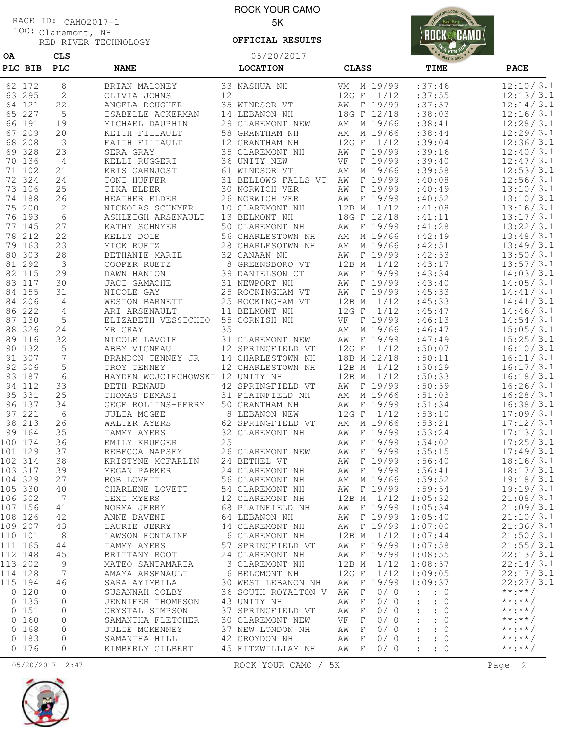RACE ID: CAMO2017-1
LOC: Claremont, NH
RED RIVER TECHNOLOGY

# ROCK YOUR CAMO
## 5K

**OFFICIAL RESULTS**

05/20/2017

| OA PLC | BIB | CLS PLC | NAME | LOCATION | CLASS | TIME | PACE |
|---|---|---|---|---|---|---|---|
| 62 | 172 | 8 | BRIAN MALONEY | 33 NASHUA NH | VM M 19/99 | :37:46 | 12:10/3.1 |
| 63 | 295 | 2 | OLIVIA JOHNS | 12 | 12G F 1/12 | :37:55 | 12:13/3.1 |
| 64 | 121 | 22 | ANGELA DOUGHER | 35 WINDSOR VT | AW F 19/99 | :37:57 | 12:14/3.1 |
| 65 | 227 | 5 | ISABELLE ACKERMAN | 14 LEBANON NH | 18G F 12/18 | :38:03 | 12:16/3.1 |
| 66 | 191 | 19 | MICHAEL DAUPHIN | 29 CLAREMONT NEW | AM M 19/66 | :38:41 | 12:28/3.1 |
| 67 | 209 | 20 | KEITH FILIAULT | 58 GRANTHAM NH | AM M 19/66 | :38:44 | 12:29/3.1 |
| 68 | 208 | 3 | FAITH FILIAULT | 12 GRANTHAM NH | 12G F 1/12 | :39:04 | 12:36/3.1 |
| 69 | 328 | 23 | SERA GRAY | 35 CLAREMONT NH | AW F 19/99 | :39:16 | 12:40/3.1 |
| 70 | 136 | 4 | KELLI RUGGERI | 36 UNITY NEW | VF F 19/99 | :39:40 | 12:47/3.1 |
| 71 | 102 | 21 | KRIS GARNJOST | 61 WINDSOR VT | AM M 19/66 | :39:58 | 12:53/3.1 |
| 72 | 324 | 24 | TONI HUFFER | 31 BELLOWS FALLS VT | AW F 19/99 | :40:08 | 12:56/3.1 |
| 73 | 106 | 25 | TIKA ELDER | 30 NORWICH VER | AW F 19/99 | :40:49 | 13:10/3.1 |
| 74 | 188 | 26 | HEATHER ELDER | 26 NORWICH VER | AW F 19/99 | :40:52 | 13:10/3.1 |
| 75 | 200 | 2 | NICKOLAS SCHNYER | 10 CLAREMONT NH | 12B M 1/12 | :41:08 | 13:16/3.1 |
| 76 | 193 | 6 | ASHLEIGH ARSENAULT | 13 BELMONT NH | 18G F 12/18 | :41:11 | 13:17/3.1 |
| 77 | 145 | 27 | KATHY SCHNYER | 50 CLAREMONT NH | AW F 19/99 | :41:28 | 13:22/3.1 |
| 78 | 212 | 22 | KELLY DOLE | 56 CHARLESTOWN NH | AM M 19/66 | :42:49 | 13:48/3.1 |
| 79 | 163 | 23 | MICK RUETZ | 28 CHARLESOTWN NH | AM M 19/66 | :42:51 | 13:49/3.1 |
| 80 | 303 | 28 | BETHANIE MARIE | 32 CANAAN NH | AW F 19/99 | :42:53 | 13:50/3.1 |
| 81 | 292 | 3 | COOPER RUETZ | 8 GREENSBORO VT | 12B M 1/12 | :43:17 | 13:57/3.1 |
| 82 | 115 | 29 | DAWN HANLON | 39 DANIELSON CT | AW F 19/99 | :43:34 | 14:03/3.1 |
| 83 | 117 | 30 | JACI GAMACHE | 31 NEWPORT NH | AW F 19/99 | :43:40 | 14:05/3.1 |
| 84 | 155 | 31 | NICOLE GAY | 25 ROCKINGHAM VT | AW F 19/99 | :45:33 | 14:41/3.1 |
| 84 | 206 | 4 | WESTON BARNETT | 25 ROCKINGHAM VT | 12B M 1/12 | :45:33 | 14:41/3.1 |
| 86 | 222 | 4 | ARI ARSENAULT | 11 BELMONT NH | 12G F 1/12 | :45:47 | 14:46/3.1 |
| 87 | 130 | 5 | ELIZABETH VESSICHIO | 55 CORNISH NH | VF F 19/99 | :46:13 | 14:54/3.1 |
| 88 | 326 | 24 | MR GRAY | 35 | AM M 19/66 | :46:47 | 15:05/3.1 |
| 89 | 116 | 32 | NICOLE LAVOIE | 31 CLAREMONT NEW | AW F 19/99 | :47:49 | 15:25/3.1 |
| 90 | 132 | 5 | ABBY VIGNEAU | 12 SPRINGFIELD VT | 12G F 1/12 | :50:07 | 16:10/3.1 |
| 91 | 307 | 7 | BRANDON TENNEY JR | 14 CHARLESTOWN NH | 18B M 12/18 | :50:11 | 16:11/3.1 |
| 92 | 306 | 5 | TROY TENNEY | 12 CHARLESTOWN NH | 12B M 1/12 | :50:29 | 16:17/3.1 |
| 93 | 187 | 6 | HAYDEN WOJCIECHOWSKI | 12 UNITY NH | 12B M 1/12 | :50:33 | 16:18/3.1 |
| 94 | 112 | 33 | BETH RENAUD | 42 SPRINGFIELD VT | AW F 19/99 | :50:59 | 16:26/3.1 |
| 95 | 331 | 25 | THOMAS DEMASI | 31 PLAINFIELD NH | AM M 19/66 | :51:03 | 16:28/3.1 |
| 96 | 137 | 34 | GEGE ROLLINS-PERRY | 50 GRANTHAM NH | AW F 19/99 | :51:34 | 16:38/3.1 |
| 97 | 221 | 6 | JULIA MCGEE | 8 LEBANON NEW | 12G F 1/12 | :53:10 | 17:09/3.1 |
| 98 | 213 | 26 | WALTER AYERS | 62 SPRINGFIELD VT | AM M 19/66 | :53:21 | 17:12/3.1 |
| 99 | 164 | 35 | TAMMY AYERS | 32 CLAREMONT NH | AW F 19/99 | :53:24 | 17:13/3.1 |
| 100 | 174 | 36 | EMILY KRUEGER | 25 | AW F 19/99 | :54:02 | 17:25/3.1 |
| 101 | 129 | 37 | REBECCA NAPSEY | 26 CLAREMONT NEW | AW F 19/99 | :55:15 | 17:49/3.1 |
| 102 | 314 | 38 | KRISTYNE MCFARLIN | 24 BETHEL VT | AW F 19/99 | :56:40 | 18:16/3.1 |
| 103 | 317 | 39 | MEGAN PARKER | 24 CLAREMONT NH | AW F 19/99 | :56:41 | 18:17/3.1 |
| 104 | 329 | 27 | BOB LOVETT | 56 CLAREMONT NH | AM M 19/66 | :59:52 | 19:18/3.1 |
| 105 | 330 | 40 | CHARLENE LOVETT | 54 CLAREMONT NH | AW F 19/99 | :59:54 | 19:19/3.1 |
| 106 | 302 | 7 | LEXI MYERS | 12 CLAREMONT NH | 12B M 1/12 | 1:05:32 | 21:08/3.1 |
| 107 | 156 | 41 | NORMA JERRY | 68 PLAINFIELD NH | AW F 19/99 | 1:05:34 | 21:09/3.1 |
| 108 | 126 | 42 | ANNE DAVENI | 64 LEBANON NH | AW F 19/99 | 1:05:40 | 21:10/3.1 |
| 109 | 207 | 43 | LAURIE JERRY | 44 CLAREMONT NH | AW F 19/99 | 1:07:00 | 21:36/3.1 |
| 110 | 101 | 8 | LAWSON FONTAINE | 6 CLAREMONT NH | 12B M 1/12 | 1:07:44 | 21:50/3.1 |
| 111 | 165 | 44 | TAMMY AYERS | 57 SPRINGFIELD VT | AW F 19/99 | 1:07:58 | 21:55/3.1 |
| 112 | 148 | 45 | BRITTANY ROOT | 24 CLAREMONT NH | AW F 19/99 | 1:08:55 | 22:13/3.1 |
| 113 | 202 | 9 | MATEO SANTAMARIA | 3 CLAREMONT NH | 12B M 1/12 | 1:08:57 | 22:14/3.1 |
| 114 | 128 | 7 | AMAYA ARSENAULT | 6 BELOMONT NH | 12G F 1/12 | 1:09:05 | 22:17/3.1 |
| 115 | 194 | 46 | SARA AYIMBILA | 30 WEST LEBANON NH | AW F 19/99 | 1:09:37 | 22:27/3.1 |
| 0 | 120 | 0 | SUSANNAH COLBY | 36 SOUTH ROYALTON V | AW F 0/ 0 | : : 0 | \*\*:\*\*/ |
| 0 | 135 | 0 | JENNIFER THOMPSON | 43 UNITY NH | AW F 0/ 0 | : : 0 | \*\*:\*\*/ |
| 0 | 151 | 0 | CRYSTAL SIMPSON | 37 SPRINGFIELD VT | AW F 0/ 0 | : : 0 | \*\*:\*\*/ |
| 0 | 160 | 0 | SAMANTHA FLETCHER | 30 CLAREMONT NEW | VF F 0/ 0 | : : 0 | \*\*:\*\*/ |
| 0 | 168 | 0 | JULIE MCKENNEY | 37 NEW LONDON NH | AW F 0/ 0 | : : 0 | \*\*:\*\*/ |
| 0 | 183 | 0 | SAMANTHA HILL | 42 CROYDON NH | AW F 0/ 0 | : : 0 | \*\*:\*\*/ |
| 0 | 176 | 0 | KIMBERLY GILBERT | 45 FITZWILLIAM NH | AW F 0/ 0 | : : 0 | \*\*:\*\*/ |

05/20/2017 12:47 ROCK YOUR CAMO / 5K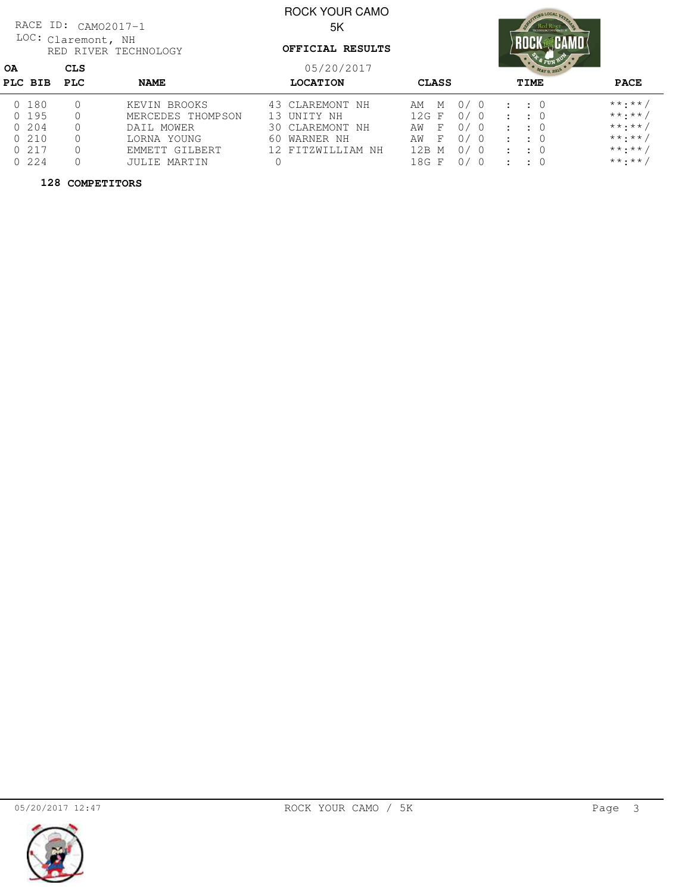RACE ID: CAMO2017-1
LOC: Claremont, NH
RED RIVER TECHNOLOGY

# ROCK YOUR CAMO
## 5K
**OFFICIAL RESULTS**
05/20/2017

| OA PLC | BIB | CLS PLC | NAME | LOCATION | CLASS | | TIME | PACE |
|---|---|---|---|---|---|---|---|---|
| 0 | 180 | 0 | KEVIN BROOKS | 43 CLAREMONT NH | AM M | 0/ 0 | : : 0 | **:**/ |
| 0 | 195 | 0 | MERCEDES THOMPSON | 13 UNITY NH | 12G F | 0/ 0 | : : 0 | **:**/ |
| 0 | 204 | 0 | DAIL MOWER | 30 CLAREMONT NH | AW F | 0/ 0 | : : 0 | **:**/ |
| 0 | 210 | 0 | LORNA YOUNG | 60 WARNER NH | AW F | 0/ 0 | : : 0 | **:**/ |
| 0 | 217 | 0 | EMMETT GILBERT | 12 FITZWILLIAM NH | 12B M | 0/ 0 | : : 0 | **:**/ |
| 0 | 224 | 0 | JULIE MARTIN | 0 | 18G F | 0/ 0 | : : 0 | **:**/ |

**128 COMPETITORS**

05/20/2017 12:47 ROCK YOUR CAMO / 5K